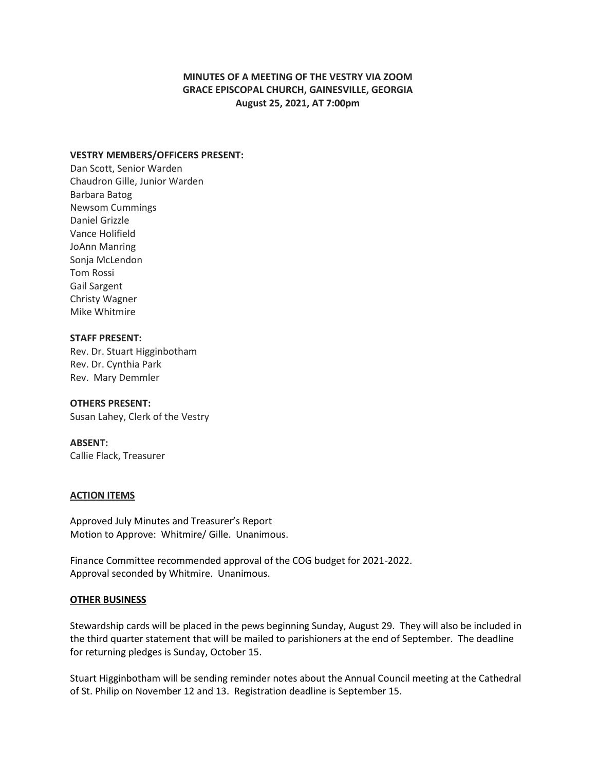**MINUTES OF A MEETING OF THE VESTRY VIA ZOOM**
**GRACE EPISCOPAL CHURCH, GAINESVILLE, GEORGIA**
**August 25, 2021, AT 7:00pm**

**VESTRY MEMBERS/OFFICERS PRESENT:**
Dan Scott, Senior Warden
Chaudron Gille, Junior Warden
Barbara Batog
Newsom Cummings
Daniel Grizzle
Vance Holifield
JoAnn Manring
Sonja McLendon
Tom Rossi
Gail Sargent
Christy Wagner
Mike Whitmire

**STAFF PRESENT:**
Rev. Dr. Stuart Higginbotham
Rev. Dr. Cynthia Park
Rev. Mary Demmler

**OTHERS PRESENT:**
Susan Lahey, Clerk of the Vestry

**ABSENT:**
Callie Flack, Treasurer

**ACTION ITEMS**

Approved July Minutes and Treasurer's Report
Motion to Approve: Whitmire/ Gille. Unanimous.

Finance Committee recommended approval of the COG budget for 2021-2022.
Approval seconded by Whitmire. Unanimous.

**OTHER BUSINESS**

Stewardship cards will be placed in the pews beginning Sunday, August 29. They will also be included in the third quarter statement that will be mailed to parishioners at the end of September. The deadline for returning pledges is Sunday, October 15.

Stuart Higginbotham will be sending reminder notes about the Annual Council meeting at the Cathedral of St. Philip on November 12 and 13. Registration deadline is September 15.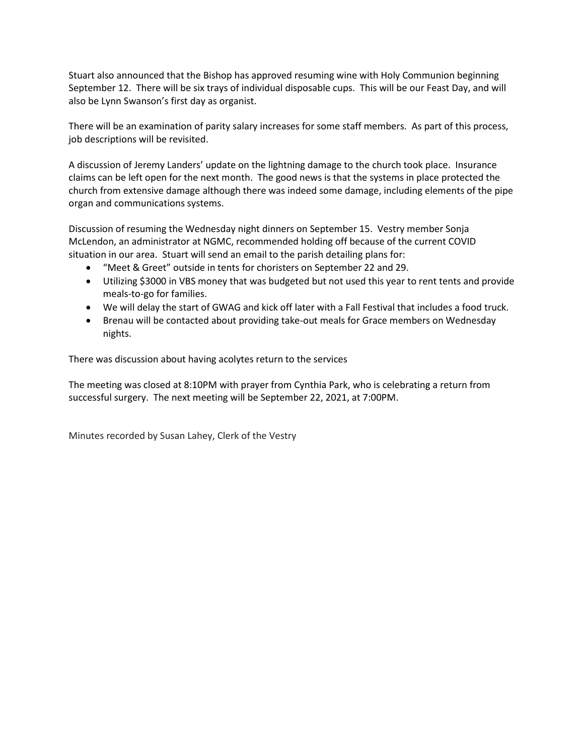Stuart also announced that the Bishop has approved resuming wine with Holy Communion beginning September 12. There will be six trays of individual disposable cups. This will be our Feast Day, and will also be Lynn Swanson's first day as organist.

There will be an examination of parity salary increases for some staff members. As part of this process, job descriptions will be revisited.

A discussion of Jeremy Landers' update on the lightning damage to the church took place. Insurance claims can be left open for the next month. The good news is that the systems in place protected the church from extensive damage although there was indeed some damage, including elements of the pipe organ and communications systems.

Discussion of resuming the Wednesday night dinners on September 15. Vestry member Sonja McLendon, an administrator at NGMC, recommended holding off because of the current COVID situation in our area. Stuart will send an email to the parish detailing plans for:

- "Meet & Greet" outside in tents for choristers on September 22 and 29.
- Utilizing $3000 in VBS money that was budgeted but not used this year to rent tents and provide meals-to-go for families.
- We will delay the start of GWAG and kick off later with a Fall Festival that includes a food truck.
- Brenau will be contacted about providing take-out meals for Grace members on Wednesday nights.

There was discussion about having acolytes return to the services

The meeting was closed at 8:10PM with prayer from Cynthia Park, who is celebrating a return from successful surgery. The next meeting will be September 22, 2021, at 7:00PM.

Minutes recorded by Susan Lahey, Clerk of the Vestry